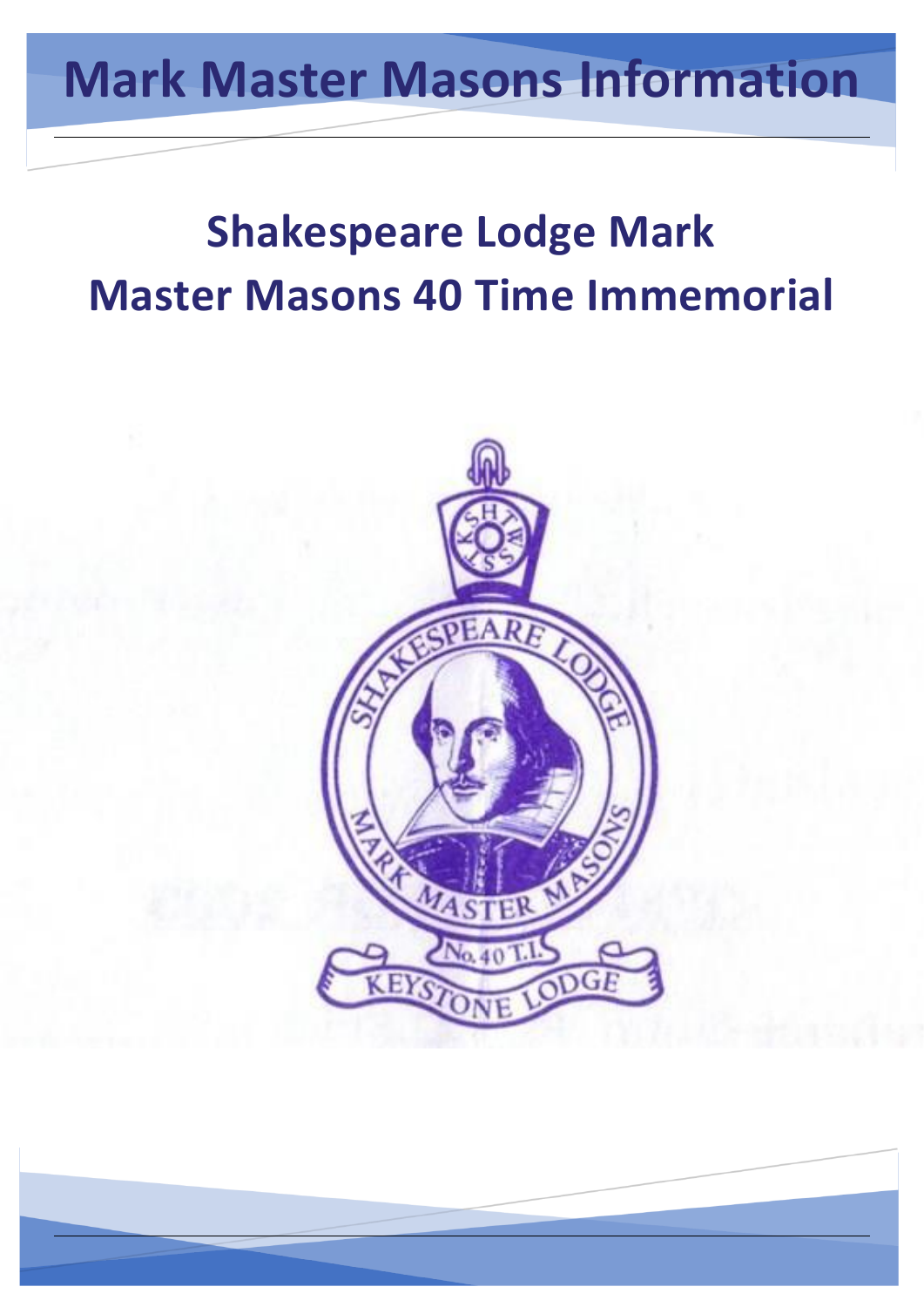# Mark Master Masons Information

## Shakespeare Lodge Mark Master Masons 40 Time Immemorial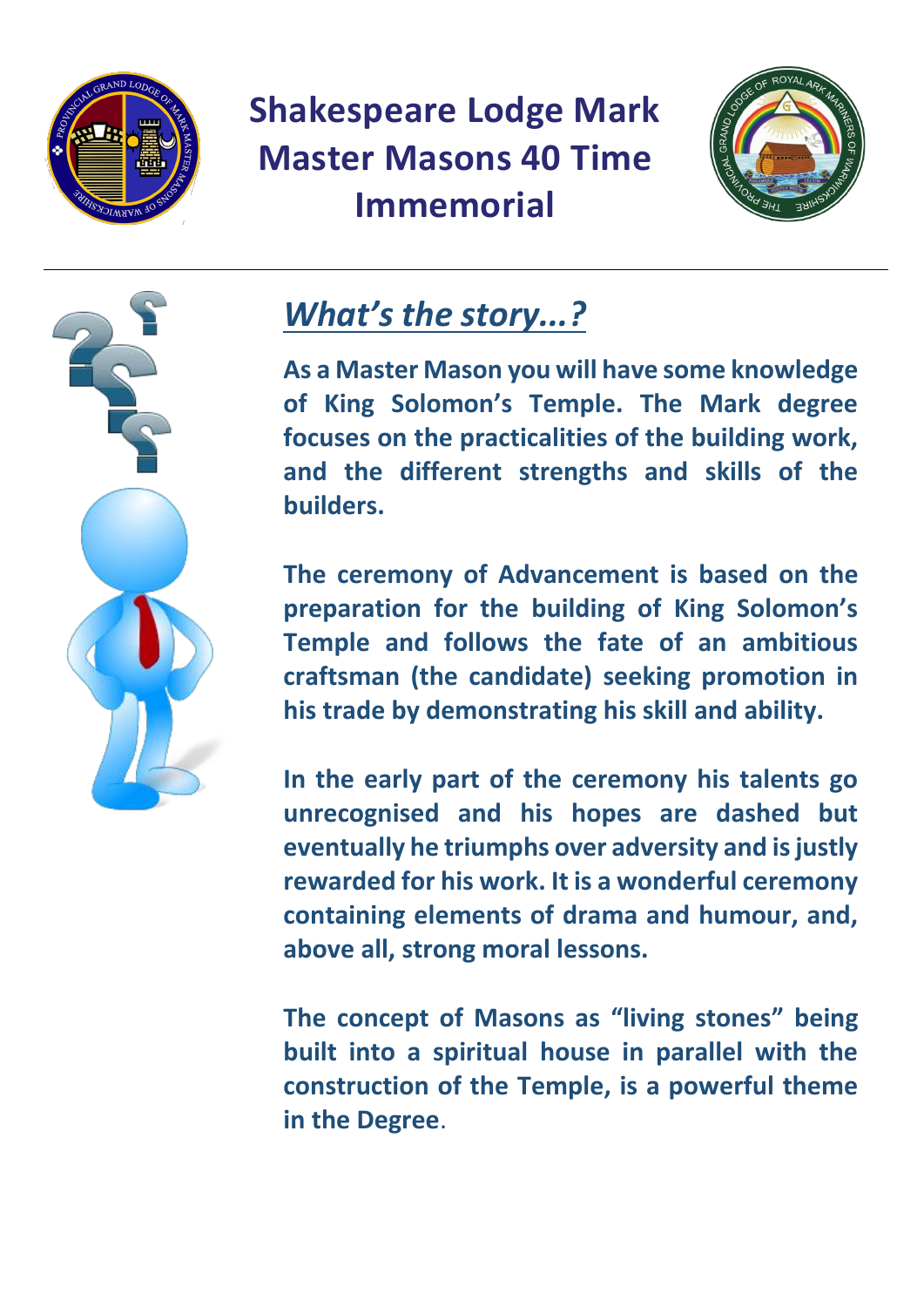# Shakespeare Lodge Mark Master Masons 40 Time Immemorial

## *What's the story...?*

**As a Master Mason you will have some knowledge of King Solomon's Temple. The Mark degree focuses on the practicalities of the building work, and the different strengths and skills of the builders.**

**The ceremony of Advancement is based on the preparation for the building of King Solomon's Temple and follows the fate of an ambitious craftsman (the candidate) seeking promotion in his trade by demonstrating his skill and ability.**

**In the early part of the ceremony his talents go unrecognised and his hopes are dashed but eventually he triumphs over adversity and is justly rewarded for his work. It is a wonderful ceremony containing elements of drama and humour, and, above all, strong moral lessons.**

**The concept of Masons as "living stones" being built into a spiritual house in parallel with the construction of the Temple, is a powerful theme in the Degree.**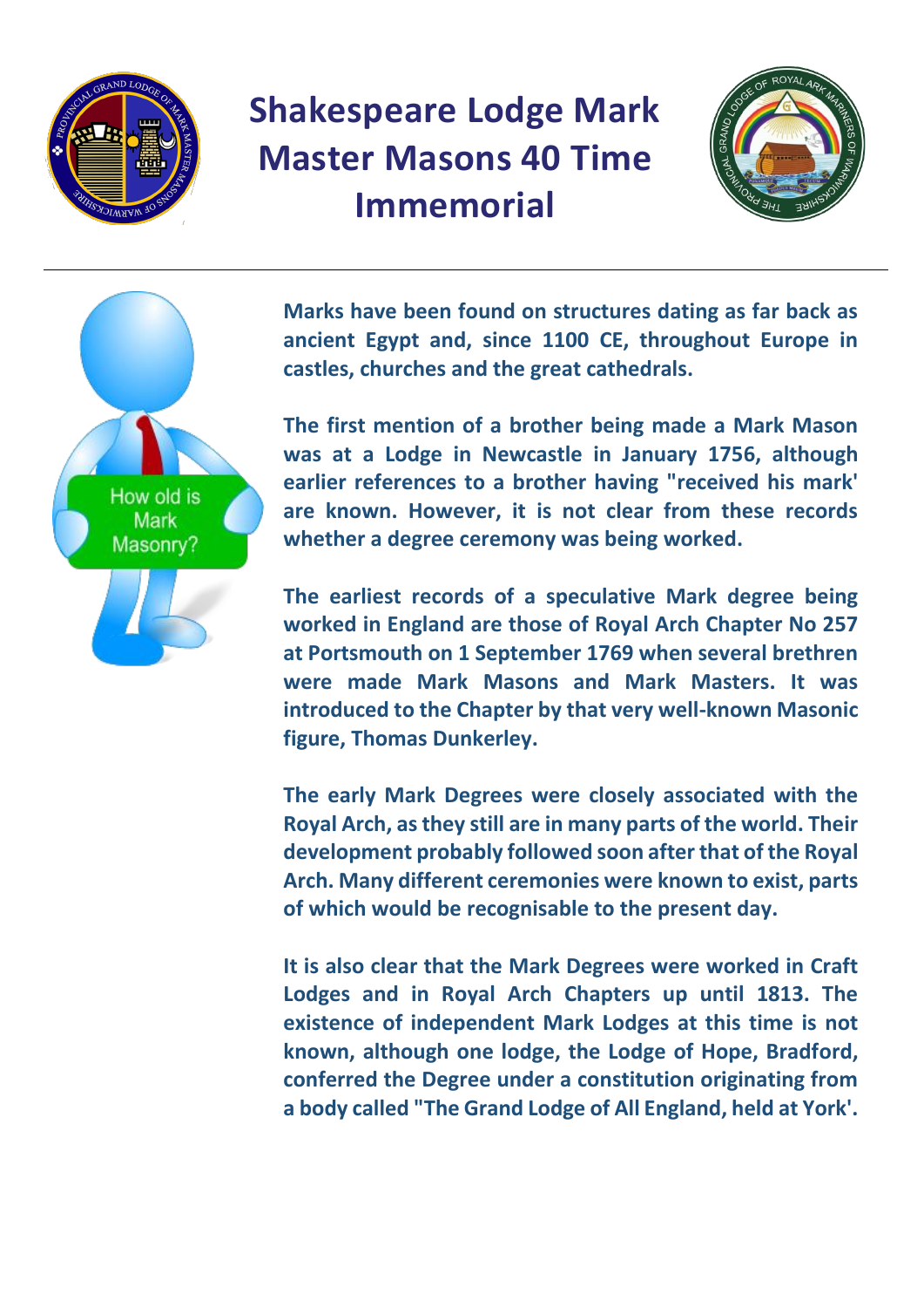# Shakespeare Lodge Mark Master Masons 40 Time Immemorial

How old is Mark Masonry?

**Marks have been found on structures dating as far back as ancient Egypt and, since 1100 CE, throughout Europe in castles, churches and the great cathedrals.**

**The first mention of a brother being made a Mark Mason was at a Lodge in Newcastle in January 1756, although earlier references to a brother having "received his mark' are known. However, it is not clear from these records whether a degree ceremony was being worked.**

**The earliest records of a speculative Mark degree being worked in England are those of Royal Arch Chapter No 257 at Portsmouth on 1 September 1769 when several brethren were made Mark Masons and Mark Masters. It was introduced to the Chapter by that very well-known Masonic figure, Thomas Dunkerley.**

**The early Mark Degrees were closely associated with the Royal Arch, as they still are in many parts of the world. Their development probably followed soon after that of the Royal Arch. Many different ceremonies were known to exist, parts of which would be recognisable to the present day.**

**It is also clear that the Mark Degrees were worked in Craft Lodges and in Royal Arch Chapters up until 1813. The existence of independent Mark Lodges at this time is not known, although one lodge, the Lodge of Hope, Bradford, conferred the Degree under a constitution originating from a body called "The Grand Lodge of All England, held at York'.**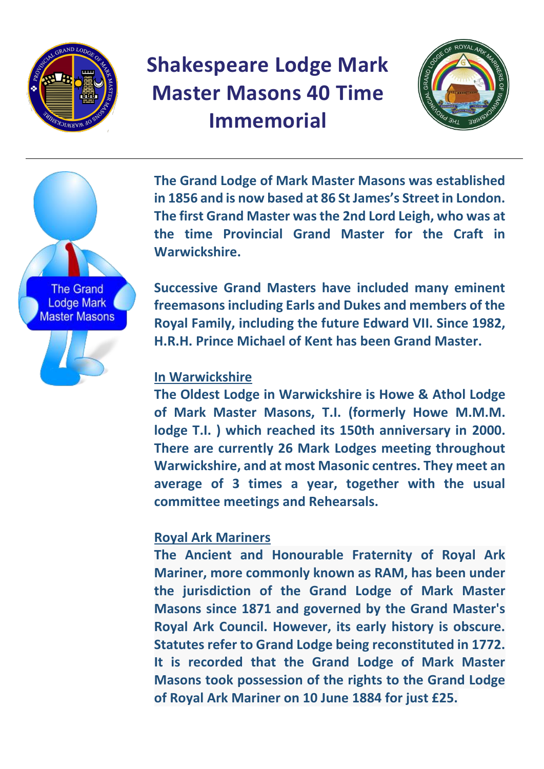# Shakespeare Lodge Mark Master Masons 40 Time Immemorial

The Grand Lodge Mark Master Masons

**The Grand Lodge of Mark Master Masons was established in 1856 and is now based at 86 St James's Street in London. The first Grand Master was the 2nd Lord Leigh, who was at the time Provincial Grand Master for the Craft in Warwickshire.**

**Successive Grand Masters have included many eminent freemasons including Earls and Dukes and members of the Royal Family, including the future Edward VII. Since 1982, H.R.H. Prince Michael of Kent has been Grand Master.**

## In Warwickshire

**The Oldest Lodge in Warwickshire is Howe & Athol Lodge of Mark Master Masons, T.I. (formerly Howe M.M.M. lodge T.I. ) which reached its 150th anniversary in 2000. There are currently 26 Mark Lodges meeting throughout Warwickshire, and at most Masonic centres. They meet an average of 3 times a year, together with the usual committee meetings and Rehearsals.**

## Royal Ark Mariners

**The Ancient and Honourable Fraternity of Royal Ark Mariner, more commonly known as RAM, has been under the jurisdiction of the Grand Lodge of Mark Master Masons since 1871 and governed by the Grand Master's Royal Ark Council. However, its early history is obscure. Statutes refer to Grand Lodge being reconstituted in 1772. It is recorded that the Grand Lodge of Mark Master Masons took possession of the rights to the Grand Lodge of Royal Ark Mariner on 10 June 1884 for just £25.**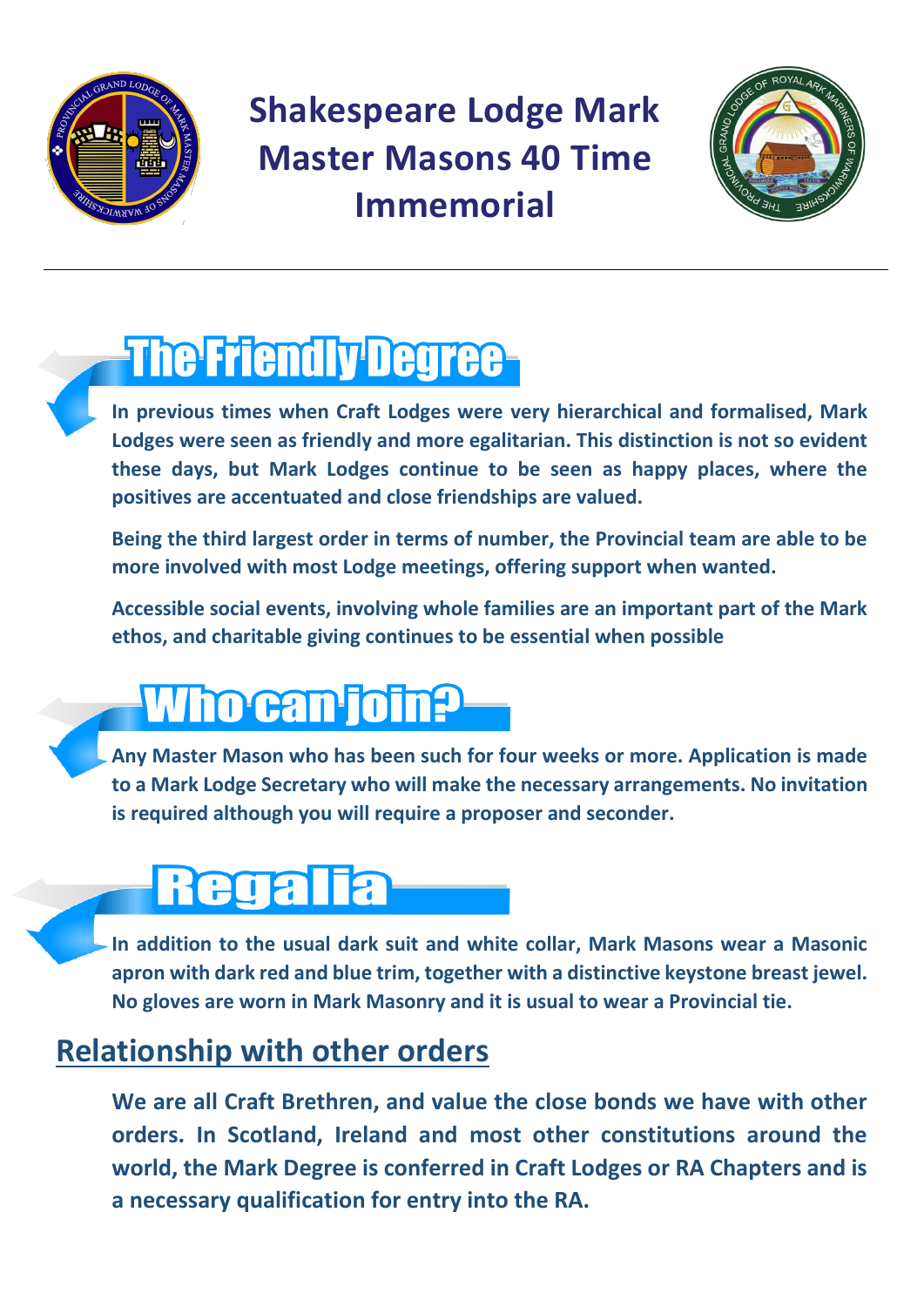# Shakespeare Lodge Mark Master Masons 40 Time Immemorial

## The Friendly Degree

**In previous times when Craft Lodges were very hierarchical and formalised, Mark Lodges were seen as friendly and more egalitarian. This distinction is not so evident these days, but Mark Lodges continue to be seen as happy places, where the positives are accentuated and close friendships are valued.**

**Being the third largest order in terms of number, the Provincial team are able to be more involved with most Lodge meetings, offering support when wanted.**

**Accessible social events, involving whole families are an important part of the Mark ethos, and charitable giving continues to be essential when possible**

## Who can join?

**Any Master Mason who has been such for four weeks or more. Application is made to a Mark Lodge Secretary who will make the necessary arrangements. No invitation is required although you will require a proposer and seconder.**

## Regalia

**In addition to the usual dark suit and white collar, Mark Masons wear a Masonic apron with dark red and blue trim, together with a distinctive keystone breast jewel. No gloves are worn in Mark Masonry and it is usual to wear a Provincial tie.**

## Relationship with other orders

**We are all Craft Brethren, and value the close bonds we have with other orders. In Scotland, Ireland and most other constitutions around the world, the Mark Degree is conferred in Craft Lodges or RA Chapters and is a necessary qualification for entry into the RA.**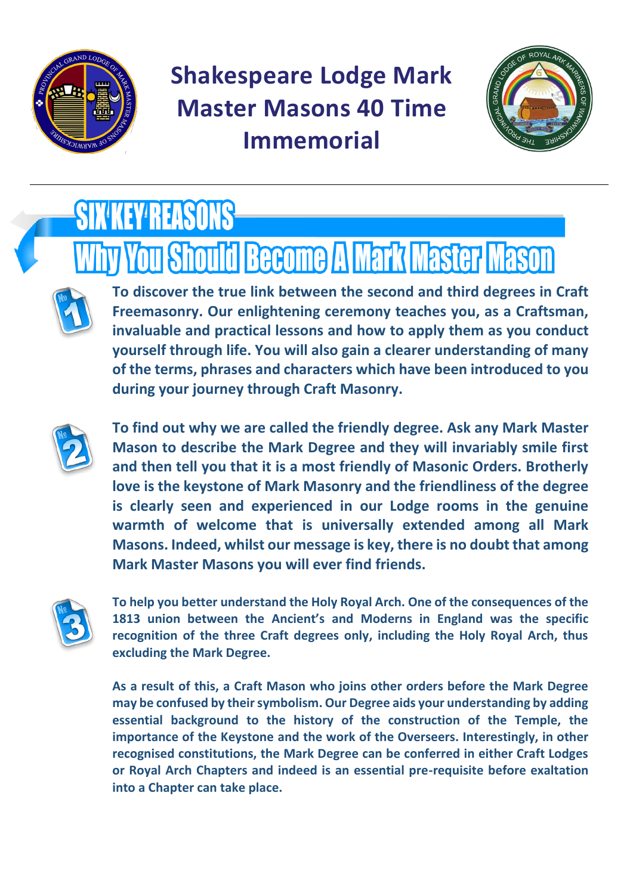# Shakespeare Lodge Mark Master Masons 40 Time Immemorial

## SIX KEY REASONS

## Why You Should Become A Mark Master Mason

1. **To discover the true link between the second and third degrees in Craft Freemasonry. Our enlightening ceremony teaches you, as a Craftsman, invaluable and practical lessons and how to apply them as you conduct yourself through life. You will also gain a clearer understanding of many of the terms, phrases and characters which have been introduced to you during your journey through Craft Masonry.**

2. **To find out why we are called the friendly degree. Ask any Mark Master Mason to describe the Mark Degree and they will invariably smile first and then tell you that it is a most friendly of Masonic Orders. Brotherly love is the keystone of Mark Masonry and the friendliness of the degree is clearly seen and experienced in our Lodge rooms in the genuine warmth of welcome that is universally extended among all Mark Masons. Indeed, whilst our message is key, there is no doubt that among Mark Master Masons you will ever find friends.**

3. **To help you better understand the Holy Royal Arch. One of the consequences of the 1813 union between the Ancient's and Moderns in England was the specific recognition of the three Craft degrees only, including the Holy Royal Arch, thus excluding the Mark Degree.**

   **As a result of this, a Craft Mason who joins other orders before the Mark Degree may be confused by their symbolism. Our Degree aids your understanding by adding essential background to the history of the construction of the Temple, the importance of the Keystone and the work of the Overseers. Interestingly, in other recognised constitutions, the Mark Degree can be conferred in either Craft Lodges or Royal Arch Chapters and indeed is an essential pre-requisite before exaltation into a Chapter can take place.**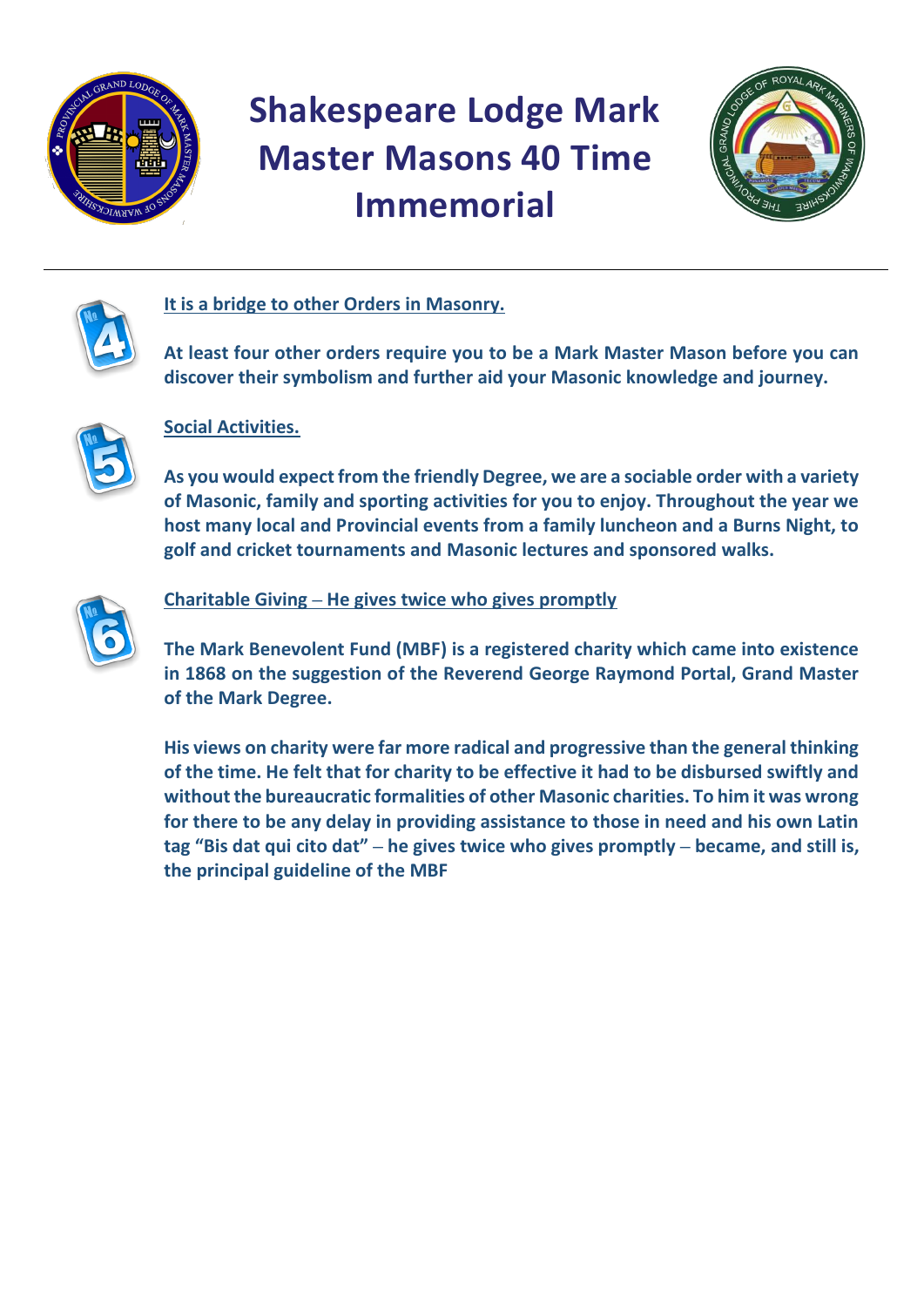# Shakespeare Lodge Mark Master Masons 40 Time Immemorial

---

No 4

**It is a bridge to other Orders in Masonry.**

**At least four other orders require you to be a Mark Master Mason before you can discover their symbolism and further aid your Masonic knowledge and journey.**

No 5

**Social Activities.**

**As you would expect from the friendly Degree, we are a sociable order with a variety of Masonic, family and sporting activities for you to enjoy. Throughout the year we host many local and Provincial events from a family luncheon and a Burns Night, to golf and cricket tournaments and Masonic lectures and sponsored walks.**

No 6

**Charitable Giving – He gives twice who gives promptly**

**The Mark Benevolent Fund (MBF) is a registered charity which came into existence in 1868 on the suggestion of the Reverend George Raymond Portal, Grand Master of the Mark Degree.**

**His views on charity were far more radical and progressive than the general thinking of the time. He felt that for charity to be effective it had to be disbursed swiftly and without the bureaucratic formalities of other Masonic charities. To him it was wrong for there to be any delay in providing assistance to those in need and his own Latin tag "Bis dat qui cito dat" – he gives twice who gives promptly – became, and still is, the principal guideline of the MBF**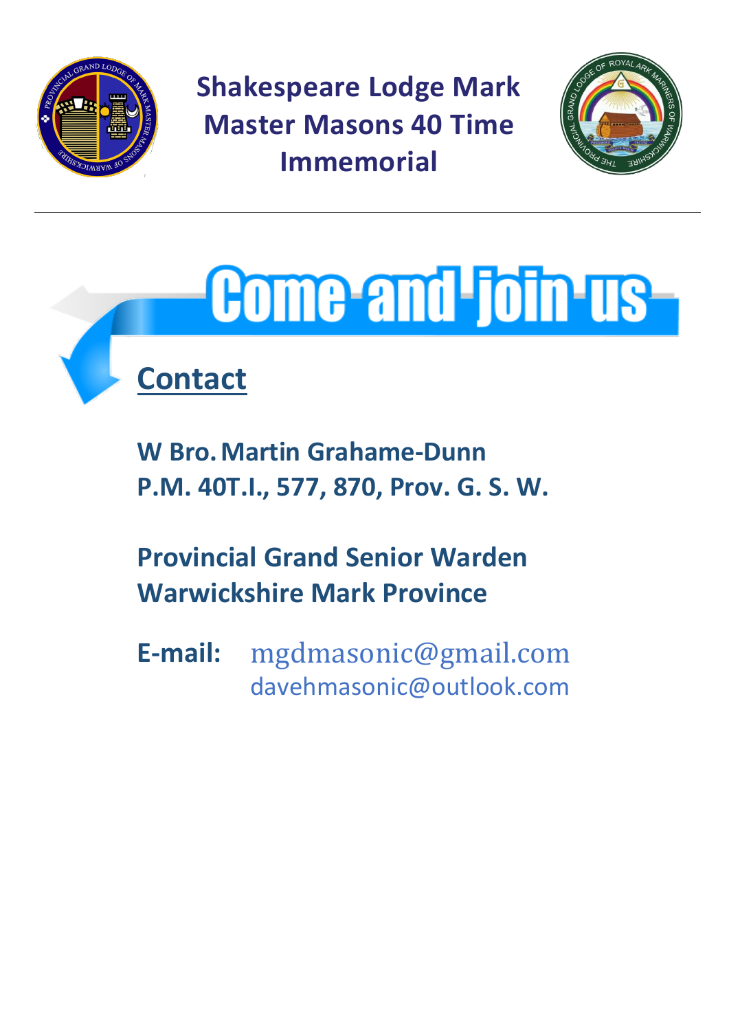# Shakespeare Lodge Mark Master Masons 40 Time Immemorial

## Come and join us

## Contact

**W Bro. Martin Grahame-Dunn**
**P.M. 40T.I., 577, 870, Prov. G. S. W.**

**Provincial Grand Senior Warden**
**Warwickshire Mark Province**

**E-mail:** mgdmasonic@gmail.com
davehmasonic@outlook.com